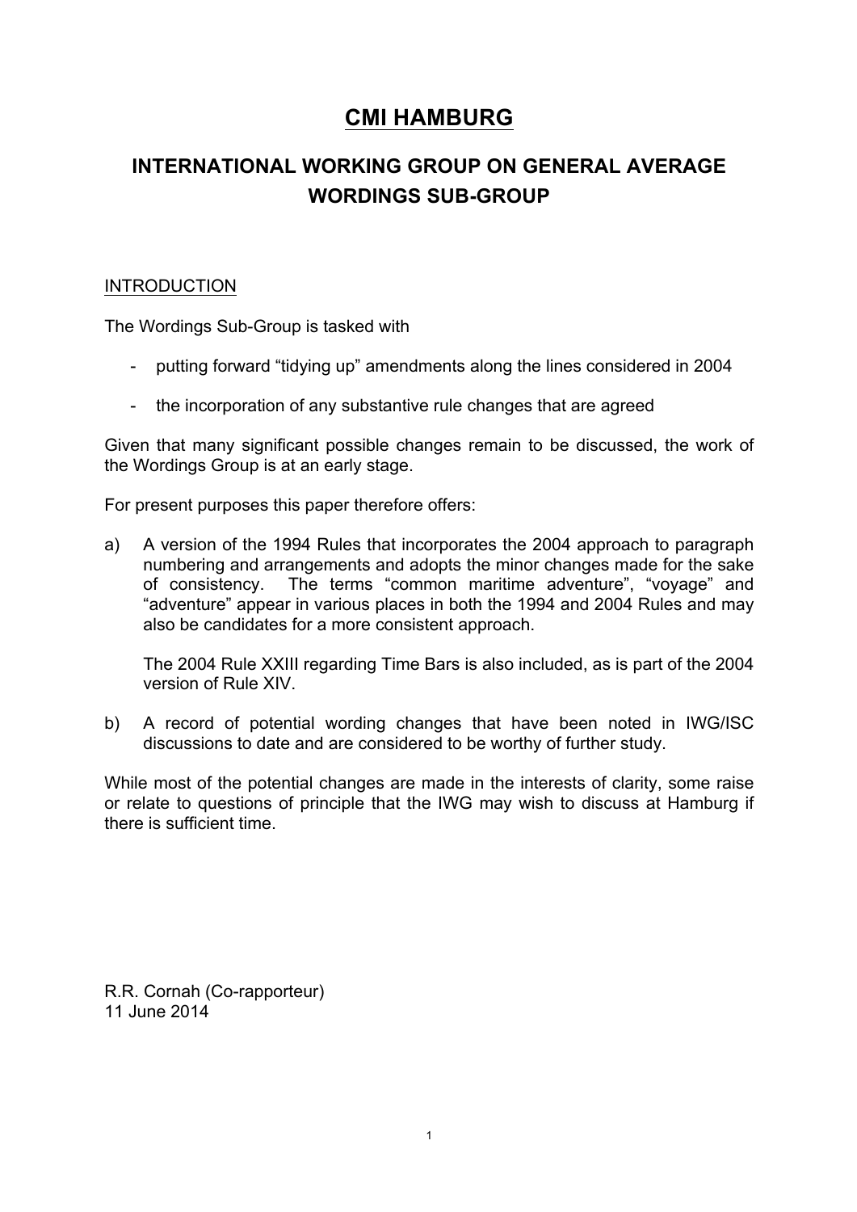# CMI HAMBURG

## INTERNATIONAL WORKING GROUP ON GENERAL AVERAGE WORDINGS SUB-GROUP

INTRODUCTION

The Wordings Sub-Group is tasked with

- putting forward "tidying up" amendments along the lines considered in 2004
- the incorporation of any substantive rule changes that are agreed

Given that many significant possible changes remain to be discussed, the work of the Wordings Group is at an early stage.

For present purposes this paper therefore offers:

a) A version of the 1994 Rules that incorporates the 2004 approach to paragraph numbering and arrangements and adopts the minor changes made for the sake of consistency. The terms "common maritime adventure", "voyage" and "adventure" appear in various places in both the 1994 and 2004 Rules and may also be candidates for a more consistent approach.

   The 2004 Rule XXIII regarding Time Bars is also included, as is part of the 2004 version of Rule XIV.

b) A record of potential wording changes that have been noted in IWG/ISC discussions to date and are considered to be worthy of further study.

While most of the potential changes are made in the interests of clarity, some raise or relate to questions of principle that the IWG may wish to discuss at Hamburg if there is sufficient time.

R.R. Cornah (Co-rapporteur)
11 June 2014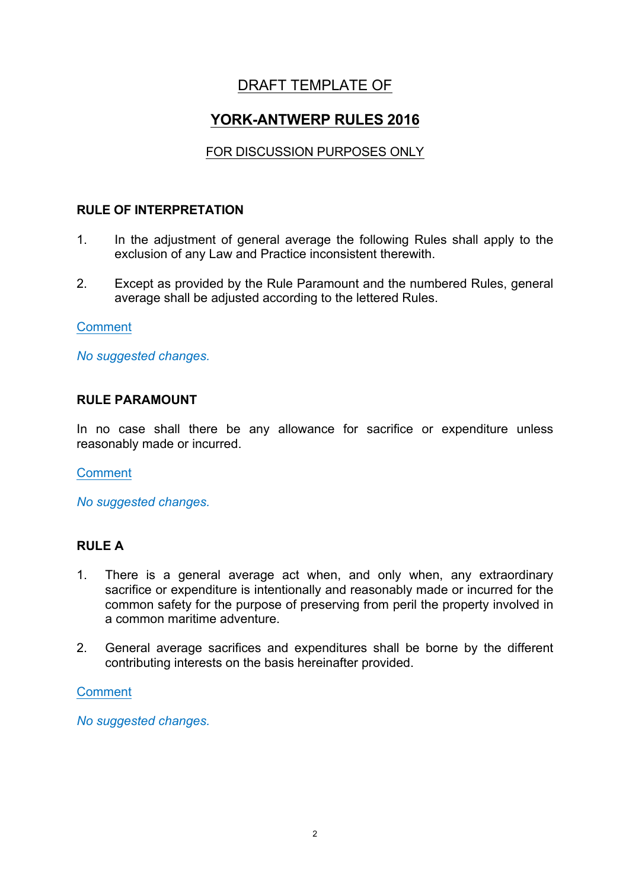# DRAFT TEMPLATE OF

# YORK-ANTWERP RULES 2016

FOR DISCUSSION PURPOSES ONLY

## RULE OF INTERPRETATION

1. In the adjustment of general average the following Rules shall apply to the exclusion of any Law and Practice inconsistent therewith.

2. Except as provided by the Rule Paramount and the numbered Rules, general average shall be adjusted according to the lettered Rules.

Comment

*No suggested changes.*

## RULE PARAMOUNT

In no case shall there be any allowance for sacrifice or expenditure unless reasonably made or incurred.

Comment

*No suggested changes.*

## RULE A

1. There is a general average act when, and only when, any extraordinary sacrifice or expenditure is intentionally and reasonably made or incurred for the common safety for the purpose of preserving from peril the property involved in a common maritime adventure.

2. General average sacrifices and expenditures shall be borne by the different contributing interests on the basis hereinafter provided.

Comment

*No suggested changes.*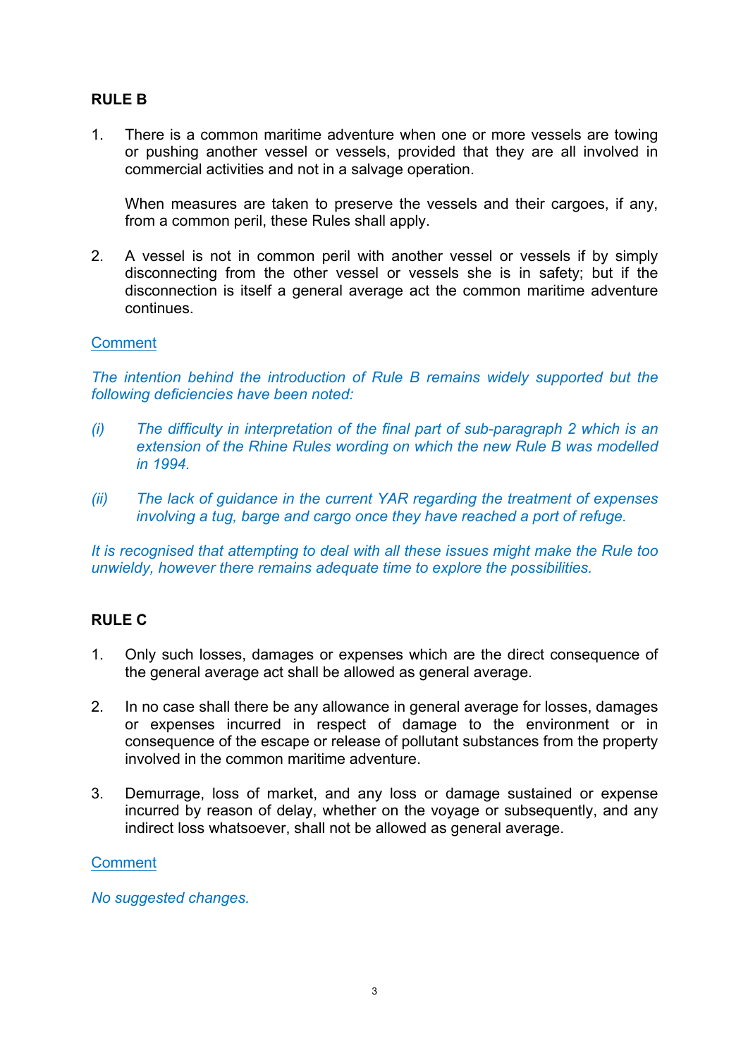## RULE B

1. There is a common maritime adventure when one or more vessels are towing or pushing another vessel or vessels, provided that they are all involved in commercial activities and not in a salvage operation.

   When measures are taken to preserve the vessels and their cargoes, if any, from a common peril, these Rules shall apply.

2. A vessel is not in common peril with another vessel or vessels if by simply disconnecting from the other vessel or vessels she is in safety; but if the disconnection is itself a general average act the common maritime adventure continues.

Comment

*The intention behind the introduction of Rule B remains widely supported but the following deficiencies have been noted:*

*(i) The difficulty in interpretation of the final part of sub-paragraph 2 which is an extension of the Rhine Rules wording on which the new Rule B was modelled in 1994.*

*(ii) The lack of guidance in the current YAR regarding the treatment of expenses involving a tug, barge and cargo once they have reached a port of refuge.*

*It is recognised that attempting to deal with all these issues might make the Rule too unwieldy, however there remains adequate time to explore the possibilities.*

## RULE C

1. Only such losses, damages or expenses which are the direct consequence of the general average act shall be allowed as general average.

2. In no case shall there be any allowance in general average for losses, damages or expenses incurred in respect of damage to the environment or in consequence of the escape or release of pollutant substances from the property involved in the common maritime adventure.

3. Demurrage, loss of market, and any loss or damage sustained or expense incurred by reason of delay, whether on the voyage or subsequently, and any indirect loss whatsoever, shall not be allowed as general average.

Comment

*No suggested changes.*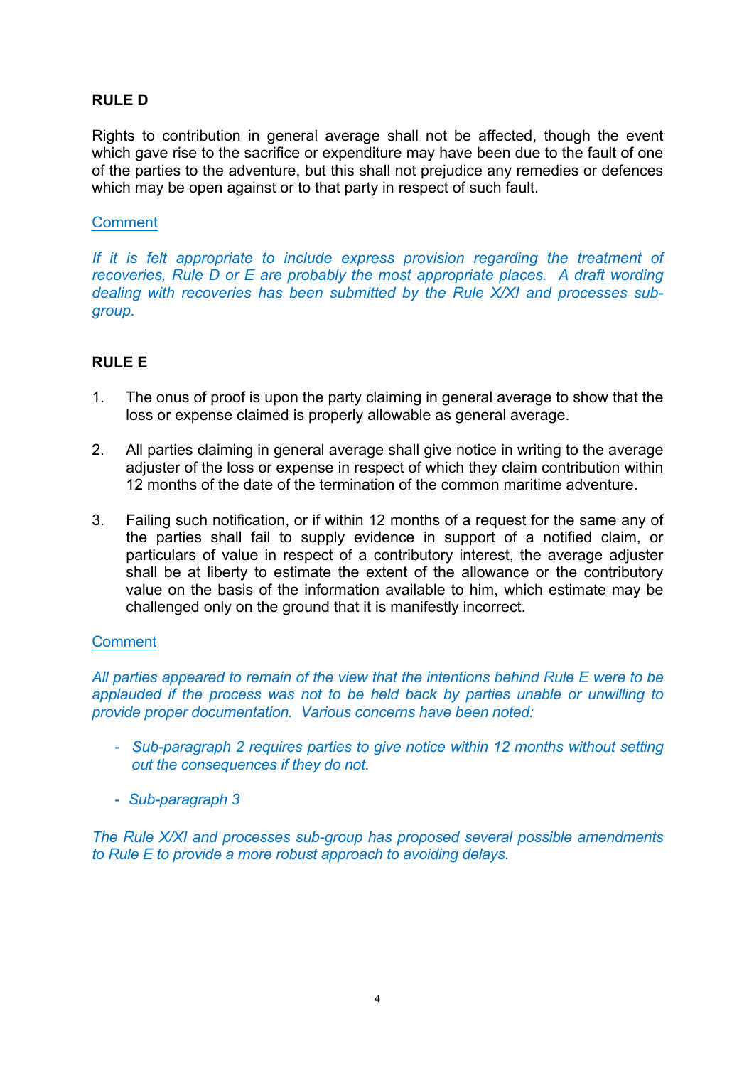**RULE D**

Rights to contribution in general average shall not be affected, though the event which gave rise to the sacrifice or expenditure may have been due to the fault of one of the parties to the adventure, but this shall not prejudice any remedies or defences which may be open against or to that party in respect of such fault.

Comment

*If it is felt appropriate to include express provision regarding the treatment of recoveries, Rule D or E are probably the most appropriate places. A draft wording dealing with recoveries has been submitted by the Rule X/XI and processes sub-group.*

**RULE E**

1. The onus of proof is upon the party claiming in general average to show that the loss or expense claimed is properly allowable as general average.

2. All parties claiming in general average shall give notice in writing to the average adjuster of the loss or expense in respect of which they claim contribution within 12 months of the date of the termination of the common maritime adventure.

3. Failing such notification, or if within 12 months of a request for the same any of the parties shall fail to supply evidence in support of a notified claim, or particulars of value in respect of a contributory interest, the average adjuster shall be at liberty to estimate the extent of the allowance or the contributory value on the basis of the information available to him, which estimate may be challenged only on the ground that it is manifestly incorrect.

Comment

*All parties appeared to remain of the view that the intentions behind Rule E were to be applauded if the process was not to be held back by parties unable or unwilling to provide proper documentation. Various concerns have been noted:*

- *Sub-paragraph 2 requires parties to give notice within 12 months without setting out the consequences if they do not.*
- *Sub-paragraph 3*

*The Rule X/XI and processes sub-group has proposed several possible amendments to Rule E to provide a more robust approach to avoiding delays.*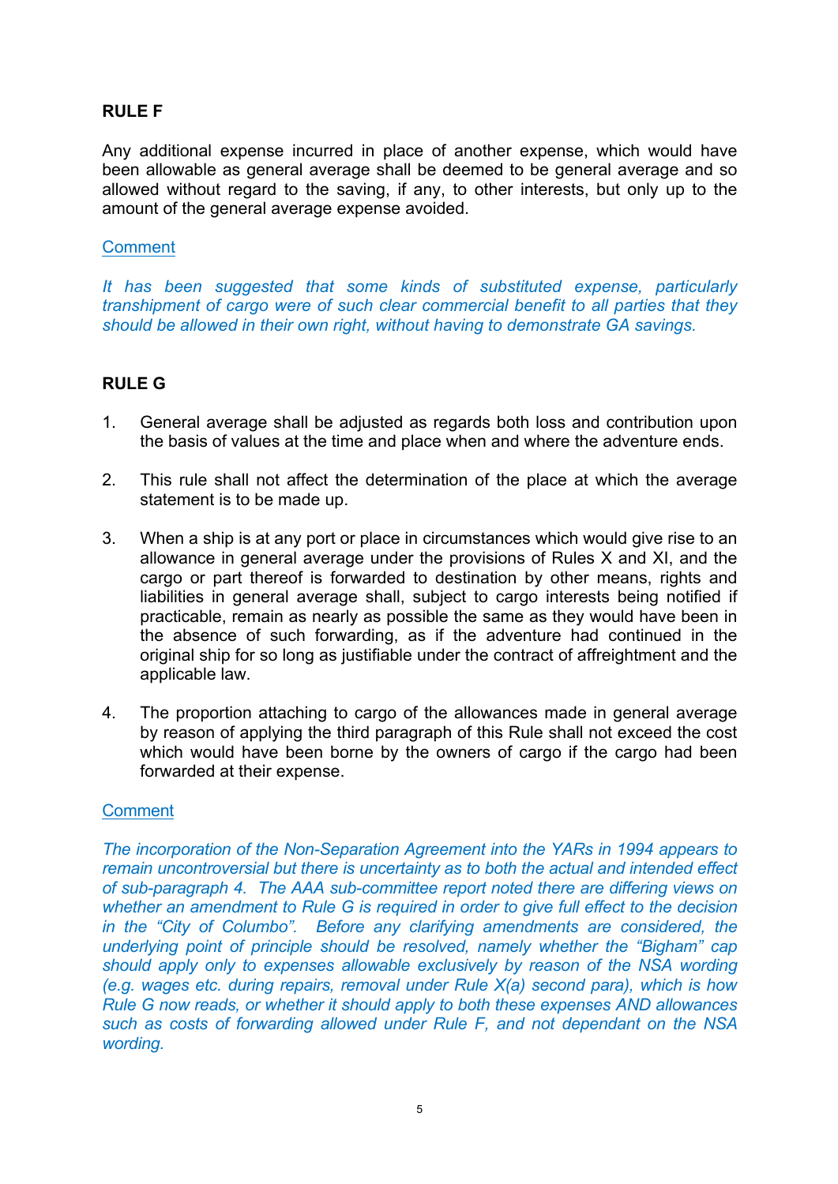## RULE F

Any additional expense incurred in place of another expense, which would have been allowable as general average shall be deemed to be general average and so allowed without regard to the saving, if any, to other interests, but only up to the amount of the general average expense avoided.

Comment

*It has been suggested that some kinds of substituted expense, particularly transhipment of cargo were of such clear commercial benefit to all parties that they should be allowed in their own right, without having to demonstrate GA savings.*

## RULE G

1. General average shall be adjusted as regards both loss and contribution upon the basis of values at the time and place when and where the adventure ends.

2. This rule shall not affect the determination of the place at which the average statement is to be made up.

3. When a ship is at any port or place in circumstances which would give rise to an allowance in general average under the provisions of Rules X and XI, and the cargo or part thereof is forwarded to destination by other means, rights and liabilities in general average shall, subject to cargo interests being notified if practicable, remain as nearly as possible the same as they would have been in the absence of such forwarding, as if the adventure had continued in the original ship for so long as justifiable under the contract of affreightment and the applicable law.

4. The proportion attaching to cargo of the allowances made in general average by reason of applying the third paragraph of this Rule shall not exceed the cost which would have been borne by the owners of cargo if the cargo had been forwarded at their expense.

Comment

*The incorporation of the Non-Separation Agreement into the YARs in 1994 appears to remain uncontroversial but there is uncertainty as to both the actual and intended effect of sub-paragraph 4. The AAA sub-committee report noted there are differing views on whether an amendment to Rule G is required in order to give full effect to the decision in the "City of Columbo". Before any clarifying amendments are considered, the underlying point of principle should be resolved, namely whether the "Bigham" cap should apply only to expenses allowable exclusively by reason of the NSA wording (e.g. wages etc. during repairs, removal under Rule X(a) second para), which is how Rule G now reads, or whether it should apply to both these expenses AND allowances such as costs of forwarding allowed under Rule F, and not dependant on the NSA wording.*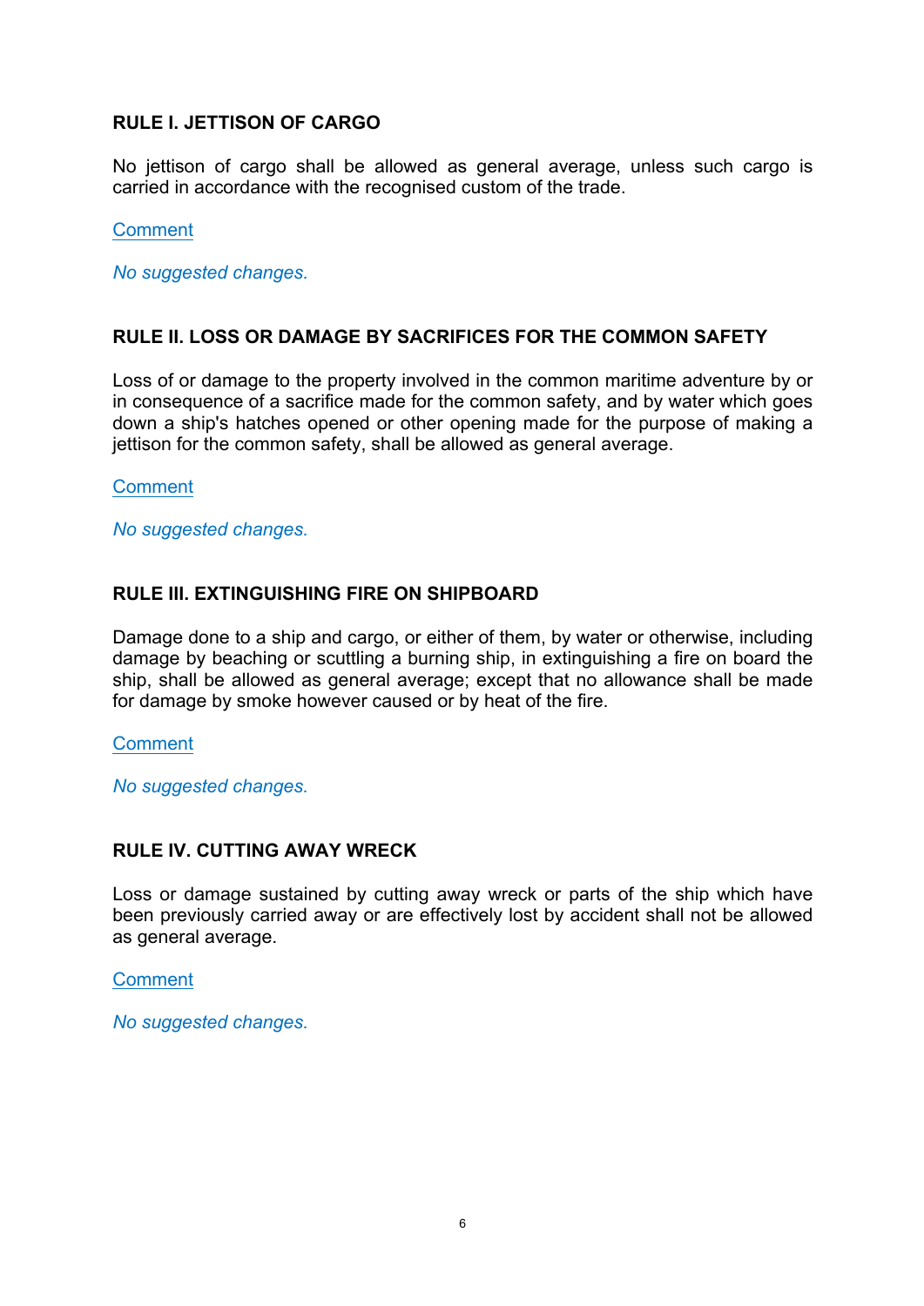## RULE I. JETTISON OF CARGO

No jettison of cargo shall be allowed as general average, unless such cargo is carried in accordance with the recognised custom of the trade.

Comment

*No suggested changes.*

## RULE II. LOSS OR DAMAGE BY SACRIFICES FOR THE COMMON SAFETY

Loss of or damage to the property involved in the common maritime adventure by or in consequence of a sacrifice made for the common safety, and by water which goes down a ship's hatches opened or other opening made for the purpose of making a jettison for the common safety, shall be allowed as general average.

Comment

*No suggested changes.*

## RULE III. EXTINGUISHING FIRE ON SHIPBOARD

Damage done to a ship and cargo, or either of them, by water or otherwise, including damage by beaching or scuttling a burning ship, in extinguishing a fire on board the ship, shall be allowed as general average; except that no allowance shall be made for damage by smoke however caused or by heat of the fire.

Comment

*No suggested changes.*

## RULE IV. CUTTING AWAY WRECK

Loss or damage sustained by cutting away wreck or parts of the ship which have been previously carried away or are effectively lost by accident shall not be allowed as general average.

Comment

*No suggested changes.*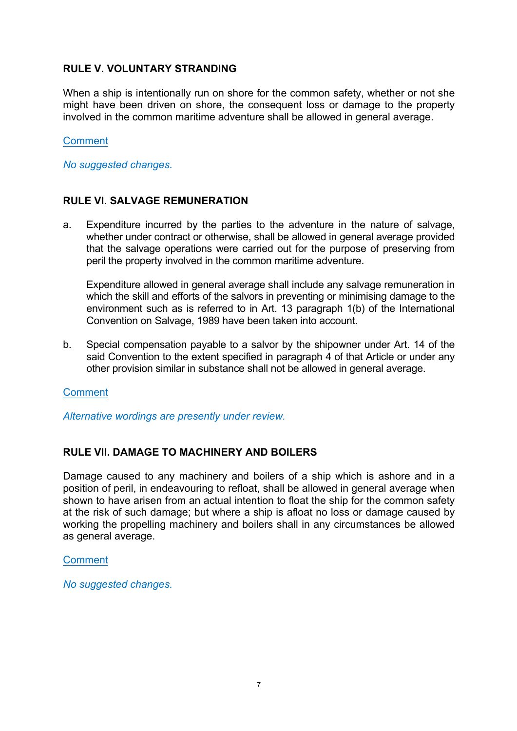### RULE V. VOLUNTARY STRANDING

When a ship is intentionally run on shore for the common safety, whether or not she might have been driven on shore, the consequent loss or damage to the property involved in the common maritime adventure shall be allowed in general average.

Comment

*No suggested changes.*

### RULE VI. SALVAGE REMUNERATION

a. Expenditure incurred by the parties to the adventure in the nature of salvage, whether under contract or otherwise, shall be allowed in general average provided that the salvage operations were carried out for the purpose of preserving from peril the property involved in the common maritime adventure.

   Expenditure allowed in general average shall include any salvage remuneration in which the skill and efforts of the salvors in preventing or minimising damage to the environment such as is referred to in Art. 13 paragraph 1(b) of the International Convention on Salvage, 1989 have been taken into account.

b. Special compensation payable to a salvor by the shipowner under Art. 14 of the said Convention to the extent specified in paragraph 4 of that Article or under any other provision similar in substance shall not be allowed in general average.

Comment

*Alternative wordings are presently under review.*

### RULE VII. DAMAGE TO MACHINERY AND BOILERS

Damage caused to any machinery and boilers of a ship which is ashore and in a position of peril, in endeavouring to refloat, shall be allowed in general average when shown to have arisen from an actual intention to float the ship for the common safety at the risk of such damage; but where a ship is afloat no loss or damage caused by working the propelling machinery and boilers shall in any circumstances be allowed as general average.

Comment

*No suggested changes.*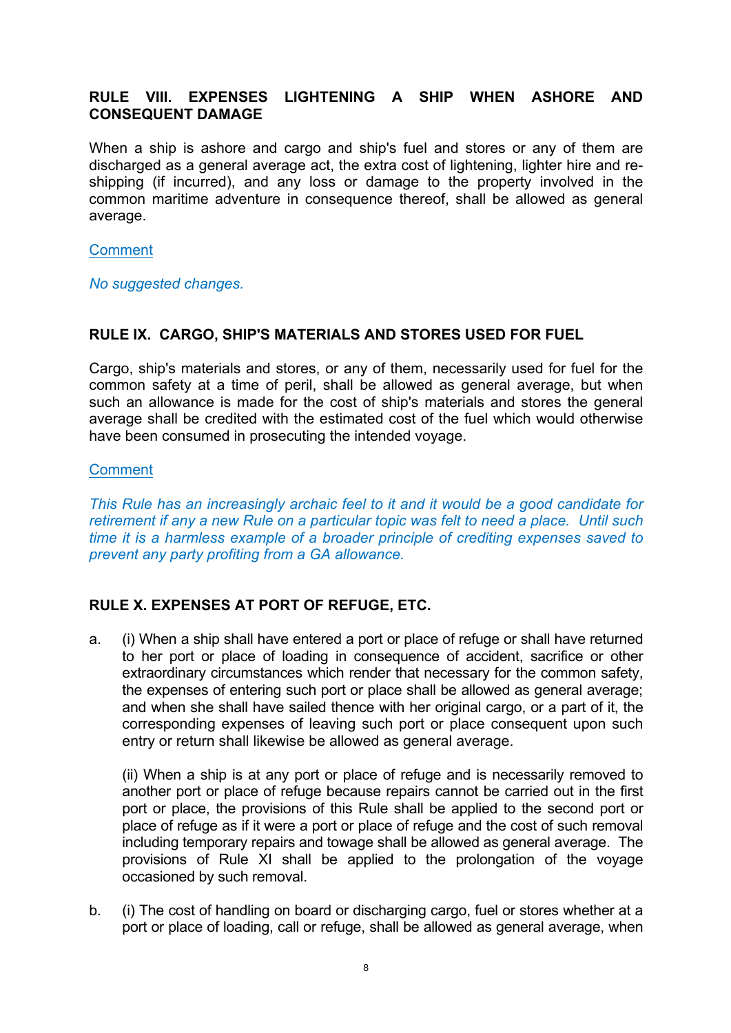**RULE VIII. EXPENSES LIGHTENING A SHIP WHEN ASHORE AND CONSEQUENT DAMAGE**

When a ship is ashore and cargo and ship's fuel and stores or any of them are discharged as a general average act, the extra cost of lightening, lighter hire and re-shipping (if incurred), and any loss or damage to the property involved in the common maritime adventure in consequence thereof, shall be allowed as general average.

Comment

*No suggested changes.*

**RULE IX. CARGO, SHIP'S MATERIALS AND STORES USED FOR FUEL**

Cargo, ship's materials and stores, or any of them, necessarily used for fuel for the common safety at a time of peril, shall be allowed as general average, but when such an allowance is made for the cost of ship's materials and stores the general average shall be credited with the estimated cost of the fuel which would otherwise have been consumed in prosecuting the intended voyage.

Comment

*This Rule has an increasingly archaic feel to it and it would be a good candidate for retirement if any a new Rule on a particular topic was felt to need a place. Until such time it is a harmless example of a broader principle of crediting expenses saved to prevent any party profiting from a GA allowance.*

**RULE X. EXPENSES AT PORT OF REFUGE, ETC.**

a. (i) When a ship shall have entered a port or place of refuge or shall have returned to her port or place of loading in consequence of accident, sacrifice or other extraordinary circumstances which render that necessary for the common safety, the expenses of entering such port or place shall be allowed as general average; and when she shall have sailed thence with her original cargo, or a part of it, the corresponding expenses of leaving such port or place consequent upon such entry or return shall likewise be allowed as general average.

   (ii) When a ship is at any port or place of refuge and is necessarily removed to another port or place of refuge because repairs cannot be carried out in the first port or place, the provisions of this Rule shall be applied to the second port or place of refuge as if it were a port or place of refuge and the cost of such removal including temporary repairs and towage shall be allowed as general average. The provisions of Rule XI shall be applied to the prolongation of the voyage occasioned by such removal.

b. (i) The cost of handling on board or discharging cargo, fuel or stores whether at a port or place of loading, call or refuge, shall be allowed as general average, when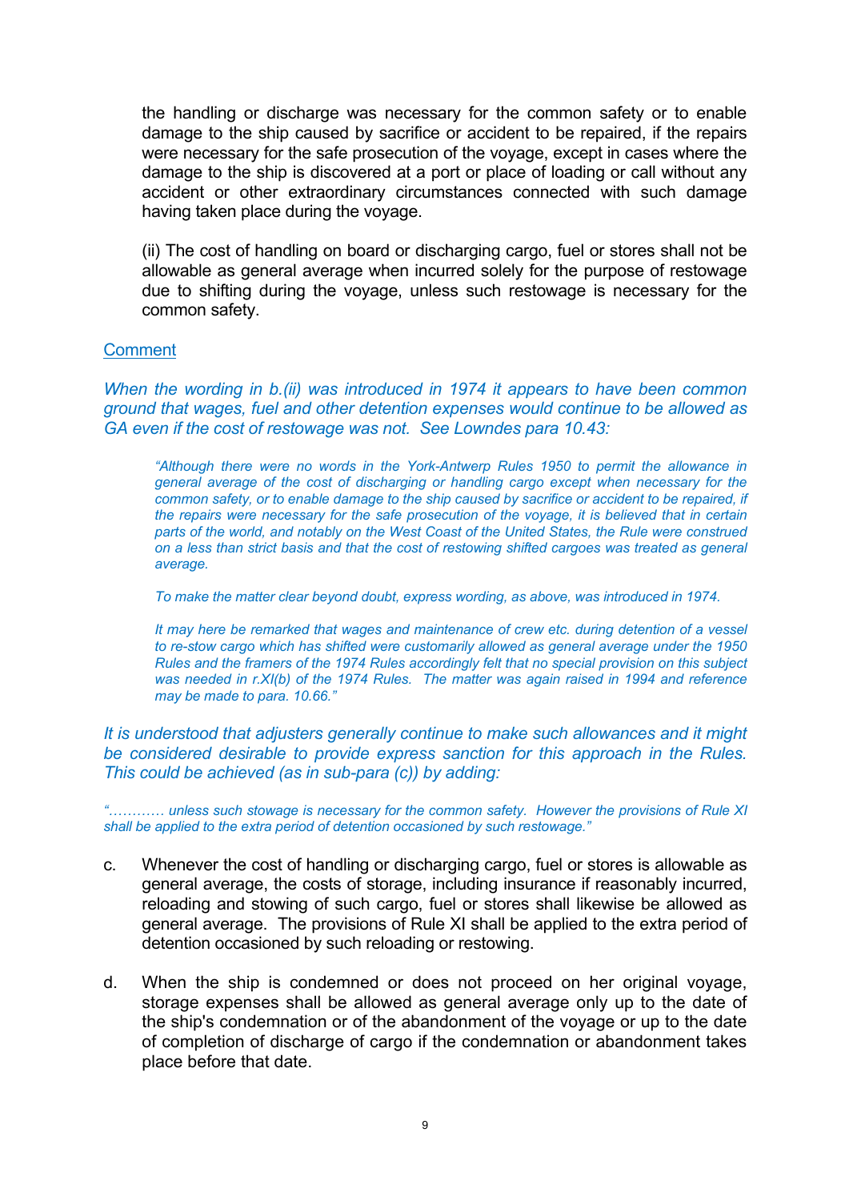the handling or discharge was necessary for the common safety or to enable damage to the ship caused by sacrifice or accident to be repaired, if the repairs were necessary for the safe prosecution of the voyage, except in cases where the damage to the ship is discovered at a port or place of loading or call without any accident or other extraordinary circumstances connected with such damage having taken place during the voyage.

(ii) The cost of handling on board or discharging cargo, fuel or stores shall not be allowable as general average when incurred solely for the purpose of restowage due to shifting during the voyage, unless such restowage is necessary for the common safety.

Comment

*When the wording in b.(ii) was introduced in 1974 it appears to have been common ground that wages, fuel and other detention expenses would continue to be allowed as GA even if the cost of restowage was not. See Lowndes para 10.43:*

> *"Although there were no words in the York-Antwerp Rules 1950 to permit the allowance in general average of the cost of discharging or handling cargo except when necessary for the common safety, or to enable damage to the ship caused by sacrifice or accident to be repaired, if the repairs were necessary for the safe prosecution of the voyage, it is believed that in certain parts of the world, and notably on the West Coast of the United States, the Rule were construed on a less than strict basis and that the cost of restowing shifted cargoes was treated as general average.*
>
> *To make the matter clear beyond doubt, express wording, as above, was introduced in 1974.*
>
> *It may here be remarked that wages and maintenance of crew etc. during detention of a vessel to re-stow cargo which has shifted were customarily allowed as general average under the 1950 Rules and the framers of the 1974 Rules accordingly felt that no special provision on this subject was needed in r.XI(b) of the 1974 Rules. The matter was again raised in 1994 and reference may be made to para. 10.66."*

*It is understood that adjusters generally continue to make such allowances and it might be considered desirable to provide express sanction for this approach in the Rules. This could be achieved (as in sub-para (c)) by adding:*

*"………… unless such stowage is necessary for the common safety. However the provisions of Rule XI shall be applied to the extra period of detention occasioned by such restowage."*

c. Whenever the cost of handling or discharging cargo, fuel or stores is allowable as general average, the costs of storage, including insurance if reasonably incurred, reloading and stowing of such cargo, fuel or stores shall likewise be allowed as general average. The provisions of Rule XI shall be applied to the extra period of detention occasioned by such reloading or restowing.

d. When the ship is condemned or does not proceed on her original voyage, storage expenses shall be allowed as general average only up to the date of the ship's condemnation or of the abandonment of the voyage or up to the date of completion of discharge of cargo if the condemnation or abandonment takes place before that date.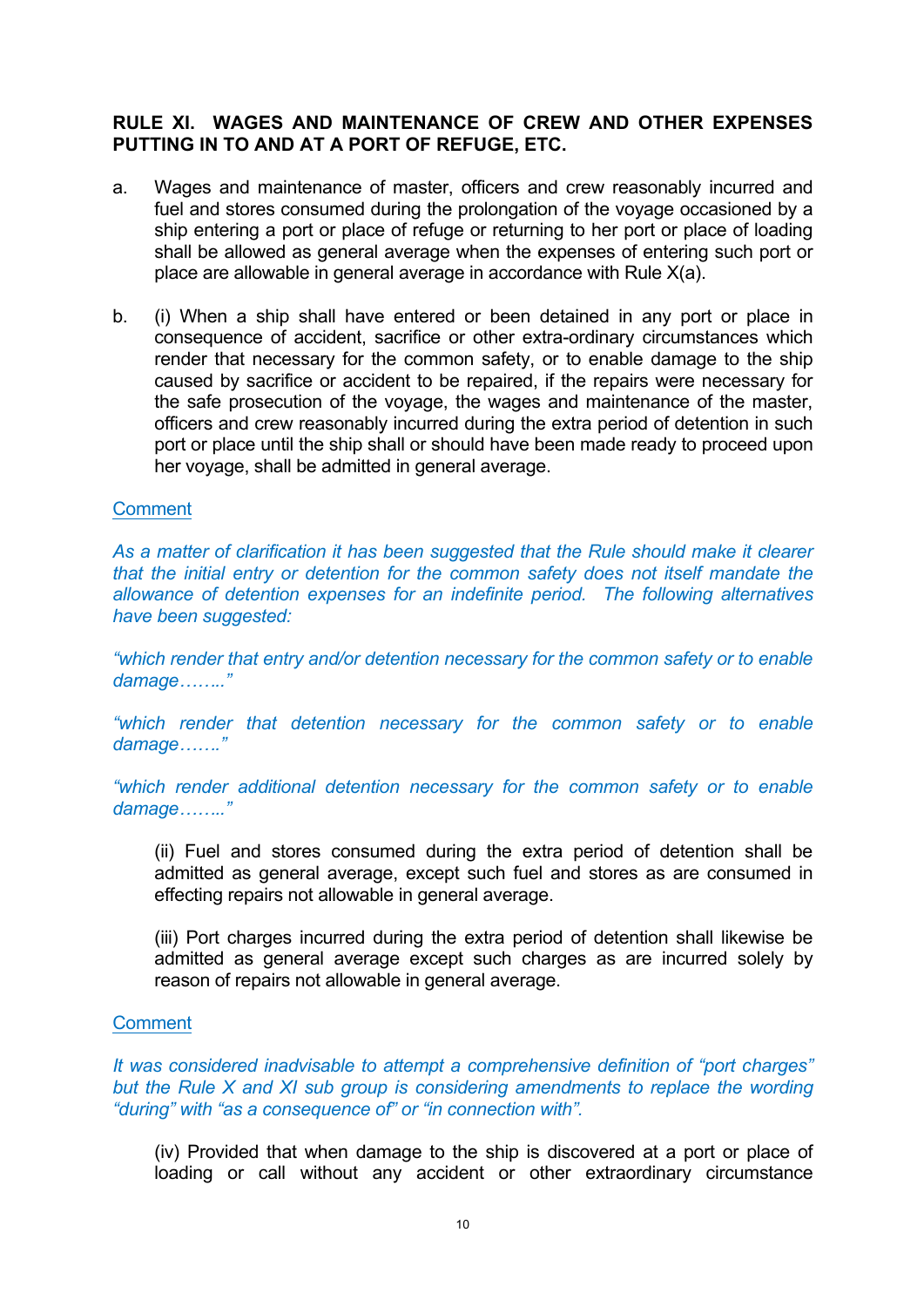**RULE XI. WAGES AND MAINTENANCE OF CREW AND OTHER EXPENSES PUTTING IN TO AND AT A PORT OF REFUGE, ETC.**

a. Wages and maintenance of master, officers and crew reasonably incurred and fuel and stores consumed during the prolongation of the voyage occasioned by a ship entering a port or place of refuge or returning to her port or place of loading shall be allowed as general average when the expenses of entering such port or place are allowable in general average in accordance with Rule X(a).

b. (i) When a ship shall have entered or been detained in any port or place in consequence of accident, sacrifice or other extra-ordinary circumstances which render that necessary for the common safety, or to enable damage to the ship caused by sacrifice or accident to be repaired, if the repairs were necessary for the safe prosecution of the voyage, the wages and maintenance of the master, officers and crew reasonably incurred during the extra period of detention in such port or place until the ship shall or should have been made ready to proceed upon her voyage, shall be admitted in general average.

Comment

*As a matter of clarification it has been suggested that the Rule should make it clearer that the initial entry or detention for the common safety does not itself mandate the allowance of detention expenses for an indefinite period. The following alternatives have been suggested:*

*"which render that entry and/or detention necessary for the common safety or to enable damage……."*

*"which render that detention necessary for the common safety or to enable damage……."*

*"which render additional detention necessary for the common safety or to enable damage……."*

(ii) Fuel and stores consumed during the extra period of detention shall be admitted as general average, except such fuel and stores as are consumed in effecting repairs not allowable in general average.

(iii) Port charges incurred during the extra period of detention shall likewise be admitted as general average except such charges as are incurred solely by reason of repairs not allowable in general average.

Comment

*It was considered inadvisable to attempt a comprehensive definition of "port charges" but the Rule X and XI sub group is considering amendments to replace the wording "during" with "as a consequence of" or "in connection with".*

(iv) Provided that when damage to the ship is discovered at a port or place of loading or call without any accident or other extraordinary circumstance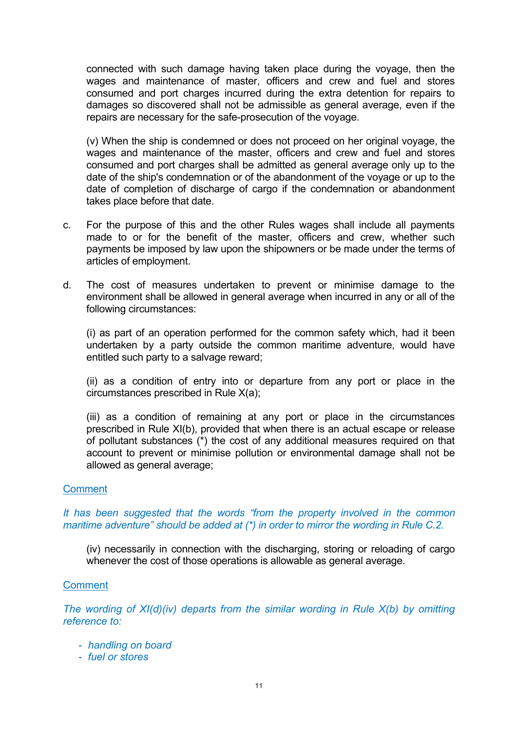connected with such damage having taken place during the voyage, then the wages and maintenance of master, officers and crew and fuel and stores consumed and port charges incurred during the extra detention for repairs to damages so discovered shall not be admissible as general average, even if the repairs are necessary for the safe-prosecution of the voyage.

(v) When the ship is condemned or does not proceed on her original voyage, the wages and maintenance of the master, officers and crew and fuel and stores consumed and port charges shall be admitted as general average only up to the date of the ship's condemnation or of the abandonment of the voyage or up to the date of completion of discharge of cargo if the condemnation or abandonment takes place before that date.

c. For the purpose of this and the other Rules wages shall include all payments made to or for the benefit of the master, officers and crew, whether such payments be imposed by law upon the shipowners or be made under the terms of articles of employment.

d. The cost of measures undertaken to prevent or minimise damage to the environment shall be allowed in general average when incurred in any or all of the following circumstances:

(i) as part of an operation performed for the common safety which, had it been undertaken by a party outside the common maritime adventure, would have entitled such party to a salvage reward;

(ii) as a condition of entry into or departure from any port or place in the circumstances prescribed in Rule X(a);

(iii) as a condition of remaining at any port or place in the circumstances prescribed in Rule XI(b), provided that when there is an actual escape or release of pollutant substances (*) the cost of any additional measures required on that account to prevent or minimise pollution or environmental damage shall not be allowed as general average;

Comment

*It has been suggested that the words "from the property involved in the common maritime adventure" should be added at (*) in order to mirror the wording in Rule C.2.*

(iv) necessarily in connection with the discharging, storing or reloading of cargo whenever the cost of those operations is allowable as general average.

Comment

*The wording of XI(d)(iv) departs from the similar wording in Rule X(b) by omitting reference to:*

- *handling on board*
- *fuel or stores*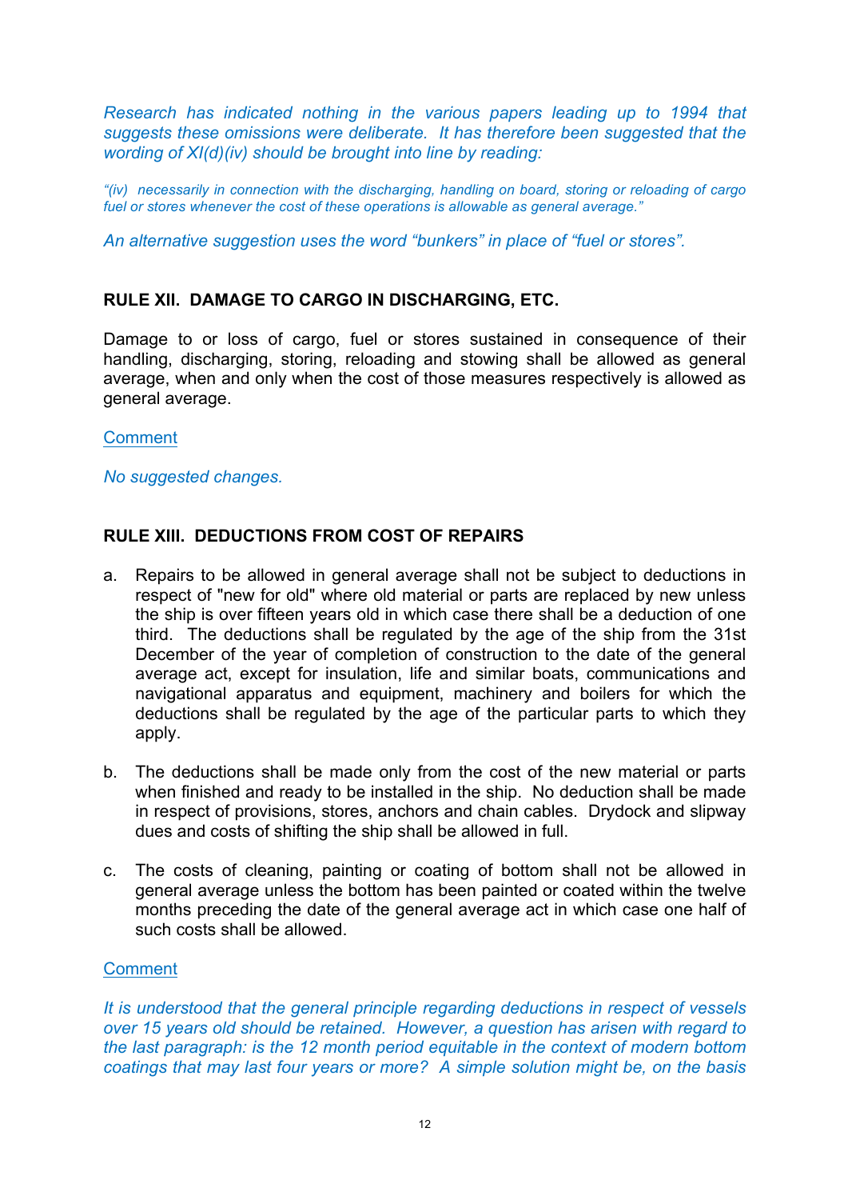*Research has indicated nothing in the various papers leading up to 1994 that suggests these omissions were deliberate. It has therefore been suggested that the wording of XI(d)(iv) should be brought into line by reading:*

*"(iv) necessarily in connection with the discharging, handling on board, storing or reloading of cargo fuel or stores whenever the cost of these operations is allowable as general average."*

*An alternative suggestion uses the word "bunkers" in place of "fuel or stores".*

## RULE XII. DAMAGE TO CARGO IN DISCHARGING, ETC.

Damage to or loss of cargo, fuel or stores sustained in consequence of their handling, discharging, storing, reloading and stowing shall be allowed as general average, when and only when the cost of those measures respectively is allowed as general average.

Comment

*No suggested changes.*

## RULE XIII. DEDUCTIONS FROM COST OF REPAIRS

a. Repairs to be allowed in general average shall not be subject to deductions in respect of "new for old" where old material or parts are replaced by new unless the ship is over fifteen years old in which case there shall be a deduction of one third. The deductions shall be regulated by the age of the ship from the 31st December of the year of completion of construction to the date of the general average act, except for insulation, life and similar boats, communications and navigational apparatus and equipment, machinery and boilers for which the deductions shall be regulated by the age of the particular parts to which they apply.

b. The deductions shall be made only from the cost of the new material or parts when finished and ready to be installed in the ship. No deduction shall be made in respect of provisions, stores, anchors and chain cables. Drydock and slipway dues and costs of shifting the ship shall be allowed in full.

c. The costs of cleaning, painting or coating of bottom shall not be allowed in general average unless the bottom has been painted or coated within the twelve months preceding the date of the general average act in which case one half of such costs shall be allowed.

Comment

*It is understood that the general principle regarding deductions in respect of vessels over 15 years old should be retained. However, a question has arisen with regard to the last paragraph: is the 12 month period equitable in the context of modern bottom coatings that may last four years or more? A simple solution might be, on the basis*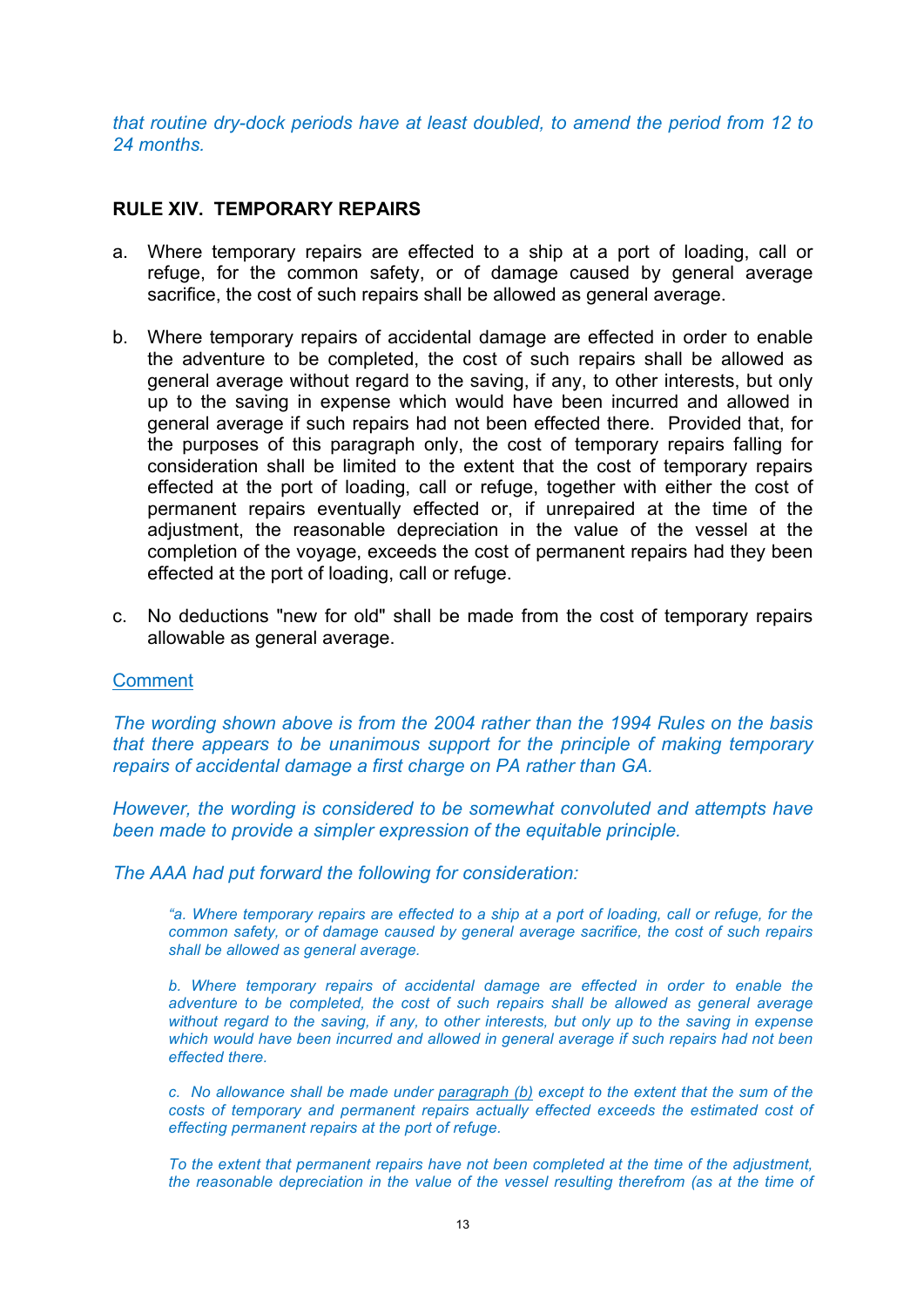*that routine dry-dock periods have at least doubled, to amend the period from 12 to 24 months.*

## RULE XIV. TEMPORARY REPAIRS

a. Where temporary repairs are effected to a ship at a port of loading, call or refuge, for the common safety, or of damage caused by general average sacrifice, the cost of such repairs shall be allowed as general average.

b. Where temporary repairs of accidental damage are effected in order to enable the adventure to be completed, the cost of such repairs shall be allowed as general average without regard to the saving, if any, to other interests, but only up to the saving in expense which would have been incurred and allowed in general average if such repairs had not been effected there. Provided that, for the purposes of this paragraph only, the cost of temporary repairs falling for consideration shall be limited to the extent that the cost of temporary repairs effected at the port of loading, call or refuge, together with either the cost of permanent repairs eventually effected or, if unrepaired at the time of the adjustment, the reasonable depreciation in the value of the vessel at the completion of the voyage, exceeds the cost of permanent repairs had they been effected at the port of loading, call or refuge.

c. No deductions "new for old" shall be made from the cost of temporary repairs allowable as general average.

Comment

*The wording shown above is from the 2004 rather than the 1994 Rules on the basis that there appears to be unanimous support for the principle of making temporary repairs of accidental damage a first charge on PA rather than GA.*

*However, the wording is considered to be somewhat convoluted and attempts have been made to provide a simpler expression of the equitable principle.*

*The AAA had put forward the following for consideration:*

> *"a. Where temporary repairs are effected to a ship at a port of loading, call or refuge, for the common safety, or of damage caused by general average sacrifice, the cost of such repairs shall be allowed as general average.*
>
> *b. Where temporary repairs of accidental damage are effected in order to enable the adventure to be completed, the cost of such repairs shall be allowed as general average without regard to the saving, if any, to other interests, but only up to the saving in expense which would have been incurred and allowed in general average if such repairs had not been effected there.*
>
> *c. No allowance shall be made under paragraph (b) except to the extent that the sum of the costs of temporary and permanent repairs actually effected exceeds the estimated cost of effecting permanent repairs at the port of refuge.*
>
> *To the extent that permanent repairs have not been completed at the time of the adjustment, the reasonable depreciation in the value of the vessel resulting therefrom (as at the time of*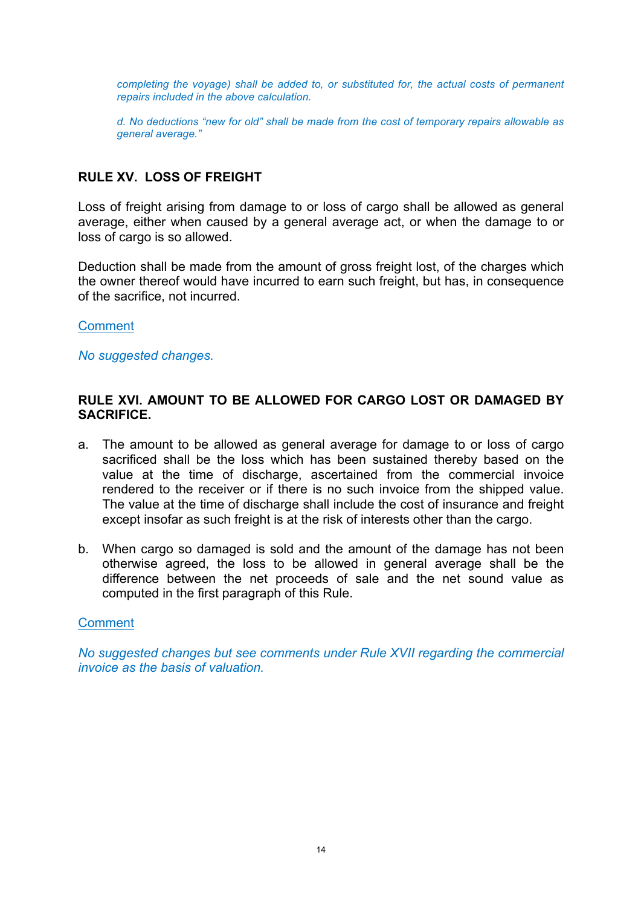*completing the voyage) shall be added to, or substituted for, the actual costs of permanent repairs included in the above calculation.*

*d. No deductions "new for old" shall be made from the cost of temporary repairs allowable as general average."*

## RULE XV. LOSS OF FREIGHT

Loss of freight arising from damage to or loss of cargo shall be allowed as general average, either when caused by a general average act, or when the damage to or loss of cargo is so allowed.

Deduction shall be made from the amount of gross freight lost, of the charges which the owner thereof would have incurred to earn such freight, but has, in consequence of the sacrifice, not incurred.

Comment

*No suggested changes.*

## RULE XVI. AMOUNT TO BE ALLOWED FOR CARGO LOST OR DAMAGED BY SACRIFICE.

a. The amount to be allowed as general average for damage to or loss of cargo sacrificed shall be the loss which has been sustained thereby based on the value at the time of discharge, ascertained from the commercial invoice rendered to the receiver or if there is no such invoice from the shipped value. The value at the time of discharge shall include the cost of insurance and freight except insofar as such freight is at the risk of interests other than the cargo.

b. When cargo so damaged is sold and the amount of the damage has not been otherwise agreed, the loss to be allowed in general average shall be the difference between the net proceeds of sale and the net sound value as computed in the first paragraph of this Rule.

Comment

*No suggested changes but see comments under Rule XVII regarding the commercial invoice as the basis of valuation.*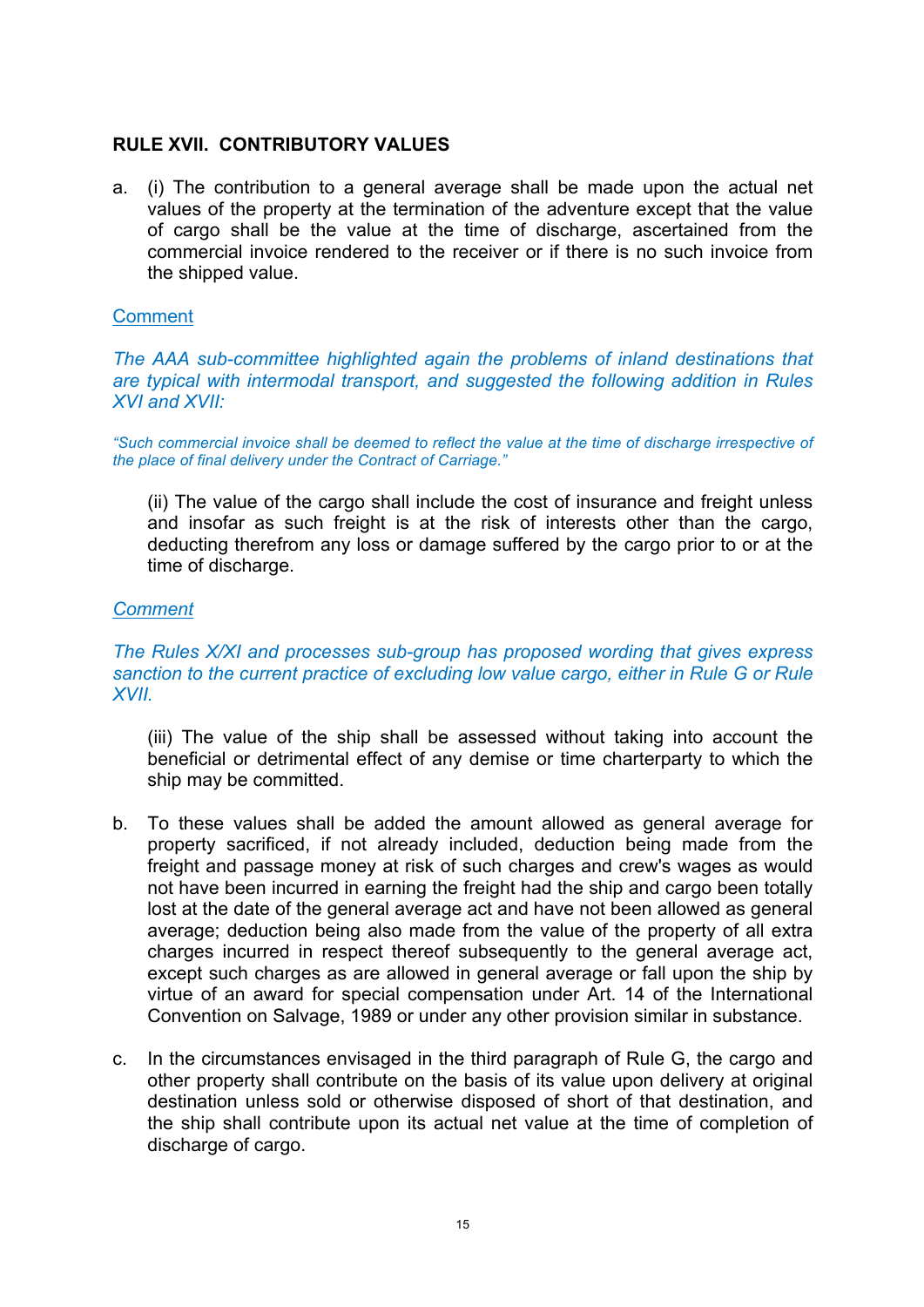## RULE XVII. CONTRIBUTORY VALUES

a. (i) The contribution to a general average shall be made upon the actual net values of the property at the termination of the adventure except that the value of cargo shall be the value at the time of discharge, ascertained from the commercial invoice rendered to the receiver or if there is no such invoice from the shipped value.

Comment

*The AAA sub-committee highlighted again the problems of inland destinations that are typical with intermodal transport, and suggested the following addition in Rules XVI and XVII:*

*"Such commercial invoice shall be deemed to reflect the value at the time of discharge irrespective of the place of final delivery under the Contract of Carriage."*

(ii) The value of the cargo shall include the cost of insurance and freight unless and insofar as such freight is at the risk of interests other than the cargo, deducting therefrom any loss or damage suffered by the cargo prior to or at the time of discharge.

*Comment*

*The Rules X/XI and processes sub-group has proposed wording that gives express sanction to the current practice of excluding low value cargo, either in Rule G or Rule XVII.*

(iii) The value of the ship shall be assessed without taking into account the beneficial or detrimental effect of any demise or time charterparty to which the ship may be committed.

b. To these values shall be added the amount allowed as general average for property sacrificed, if not already included, deduction being made from the freight and passage money at risk of such charges and crew's wages as would not have been incurred in earning the freight had the ship and cargo been totally lost at the date of the general average act and have not been allowed as general average; deduction being also made from the value of the property of all extra charges incurred in respect thereof subsequently to the general average act, except such charges as are allowed in general average or fall upon the ship by virtue of an award for special compensation under Art. 14 of the International Convention on Salvage, 1989 or under any other provision similar in substance.

c. In the circumstances envisaged in the third paragraph of Rule G, the cargo and other property shall contribute on the basis of its value upon delivery at original destination unless sold or otherwise disposed of short of that destination, and the ship shall contribute upon its actual net value at the time of completion of discharge of cargo.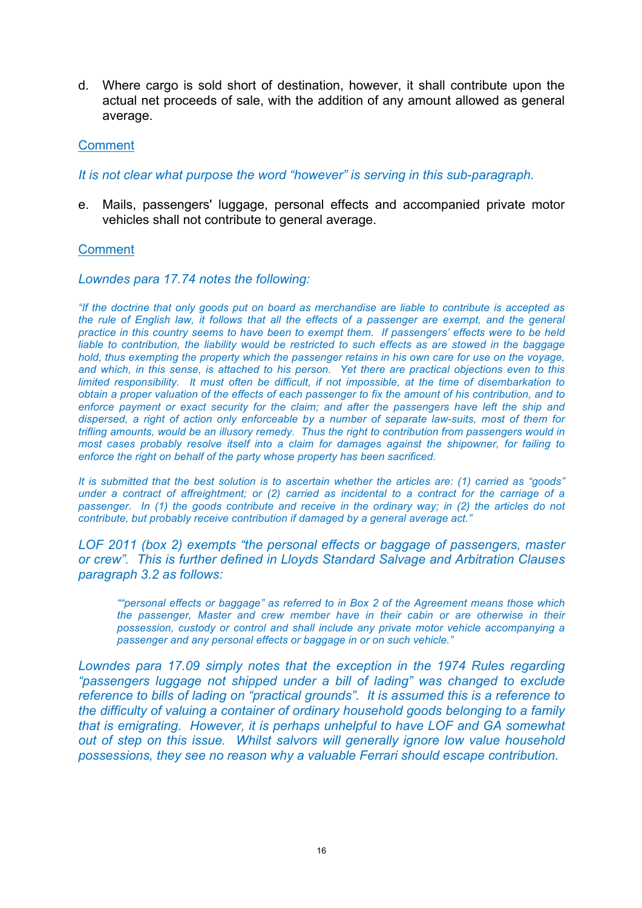d. Where cargo is sold short of destination, however, it shall contribute upon the actual net proceeds of sale, with the addition of any amount allowed as general average.

Comment

*It is not clear what purpose the word "however" is serving in this sub-paragraph.*

e. Mails, passengers' luggage, personal effects and accompanied private motor vehicles shall not contribute to general average.

Comment

*Lowndes para 17.74 notes the following:*

*"If the doctrine that only goods put on board as merchandise are liable to contribute is accepted as the rule of English law, it follows that all the effects of a passenger are exempt, and the general practice in this country seems to have been to exempt them. If passengers' effects were to be held liable to contribution, the liability would be restricted to such effects as are stowed in the baggage hold, thus exempting the property which the passenger retains in his own care for use on the voyage, and which, in this sense, is attached to his person. Yet there are practical objections even to this limited responsibility. It must often be difficult, if not impossible, at the time of disembarkation to obtain a proper valuation of the effects of each passenger to fix the amount of his contribution, and to enforce payment or exact security for the claim; and after the passengers have left the ship and dispersed, a right of action only enforceable by a number of separate law-suits, most of them for trifling amounts, would be an illusory remedy. Thus the right to contribution from passengers would in most cases probably resolve itself into a claim for damages against the shipowner, for failing to enforce the right on behalf of the party whose property has been sacrificed.*

*It is submitted that the best solution is to ascertain whether the articles are: (1) carried as "goods" under a contract of affreightment; or (2) carried as incidental to a contract for the carriage of a passenger. In (1) the goods contribute and receive in the ordinary way; in (2) the articles do not contribute, but probably receive contribution if damaged by a general average act."*

*LOF 2011 (box 2) exempts "the personal effects or baggage of passengers, master or crew". This is further defined in Lloyds Standard Salvage and Arbitration Clauses paragraph 3.2 as follows:*

> *""personal effects or baggage" as referred to in Box 2 of the Agreement means those which the passenger, Master and crew member have in their cabin or are otherwise in their possession, custody or control and shall include any private motor vehicle accompanying a passenger and any personal effects or baggage in or on such vehicle."*

*Lowndes para 17.09 simply notes that the exception in the 1974 Rules regarding "passengers luggage not shipped under a bill of lading" was changed to exclude reference to bills of lading on "practical grounds". It is assumed this is a reference to the difficulty of valuing a container of ordinary household goods belonging to a family that is emigrating. However, it is perhaps unhelpful to have LOF and GA somewhat out of step on this issue. Whilst salvors will generally ignore low value household possessions, they see no reason why a valuable Ferrari should escape contribution.*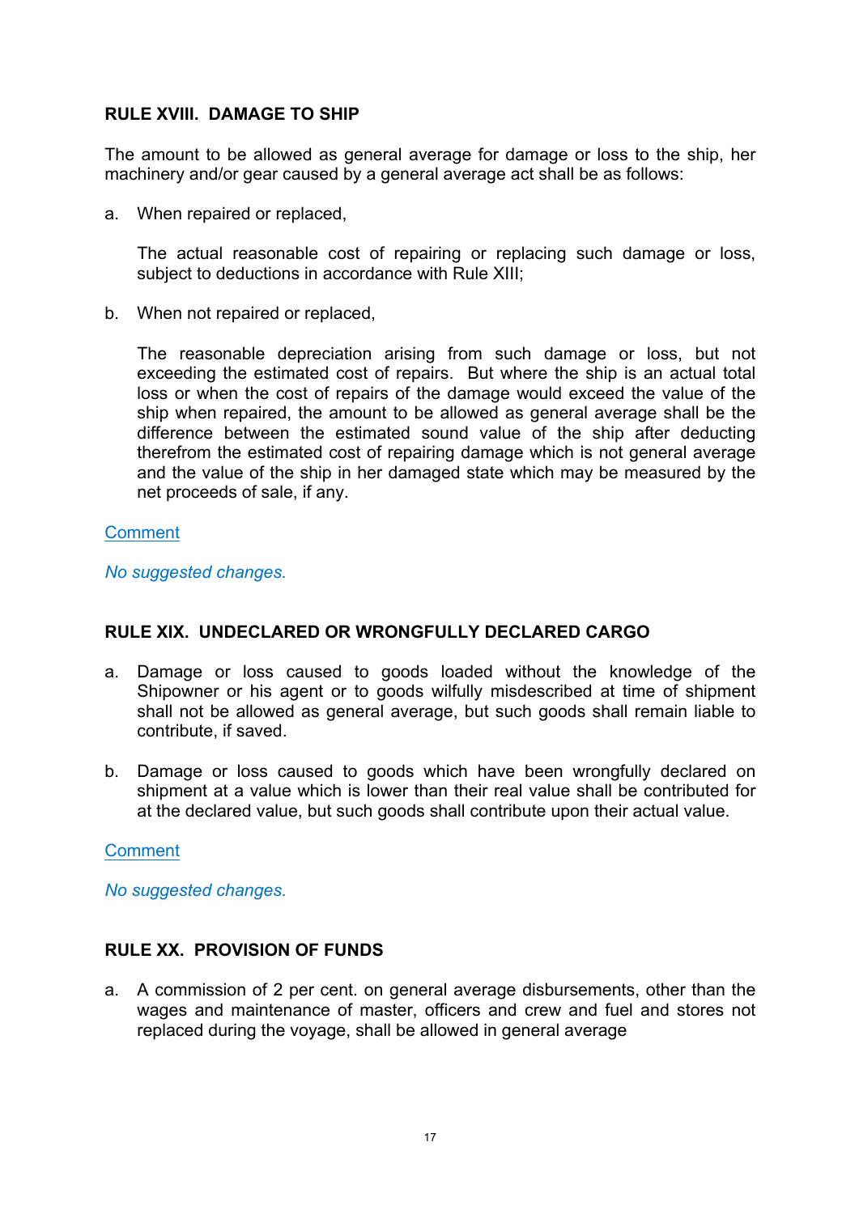**RULE XVIII. DAMAGE TO SHIP**

The amount to be allowed as general average for damage or loss to the ship, her machinery and/or gear caused by a general average act shall be as follows:

a. When repaired or replaced,

   The actual reasonable cost of repairing or replacing such damage or loss, subject to deductions in accordance with Rule XIII;

b. When not repaired or replaced,

   The reasonable depreciation arising from such damage or loss, but not exceeding the estimated cost of repairs. But where the ship is an actual total loss or when the cost of repairs of the damage would exceed the value of the ship when repaired, the amount to be allowed as general average shall be the difference between the estimated sound value of the ship after deducting therefrom the estimated cost of repairing damage which is not general average and the value of the ship in her damaged state which may be measured by the net proceeds of sale, if any.

Comment

*No suggested changes.*

**RULE XIX. UNDECLARED OR WRONGFULLY DECLARED CARGO**

a. Damage or loss caused to goods loaded without the knowledge of the Shipowner or his agent or to goods wilfully misdescribed at time of shipment shall not be allowed as general average, but such goods shall remain liable to contribute, if saved.

b. Damage or loss caused to goods which have been wrongfully declared on shipment at a value which is lower than their real value shall be contributed for at the declared value, but such goods shall contribute upon their actual value.

Comment

*No suggested changes.*

**RULE XX. PROVISION OF FUNDS**

a. A commission of 2 per cent. on general average disbursements, other than the wages and maintenance of master, officers and crew and fuel and stores not replaced during the voyage, shall be allowed in general average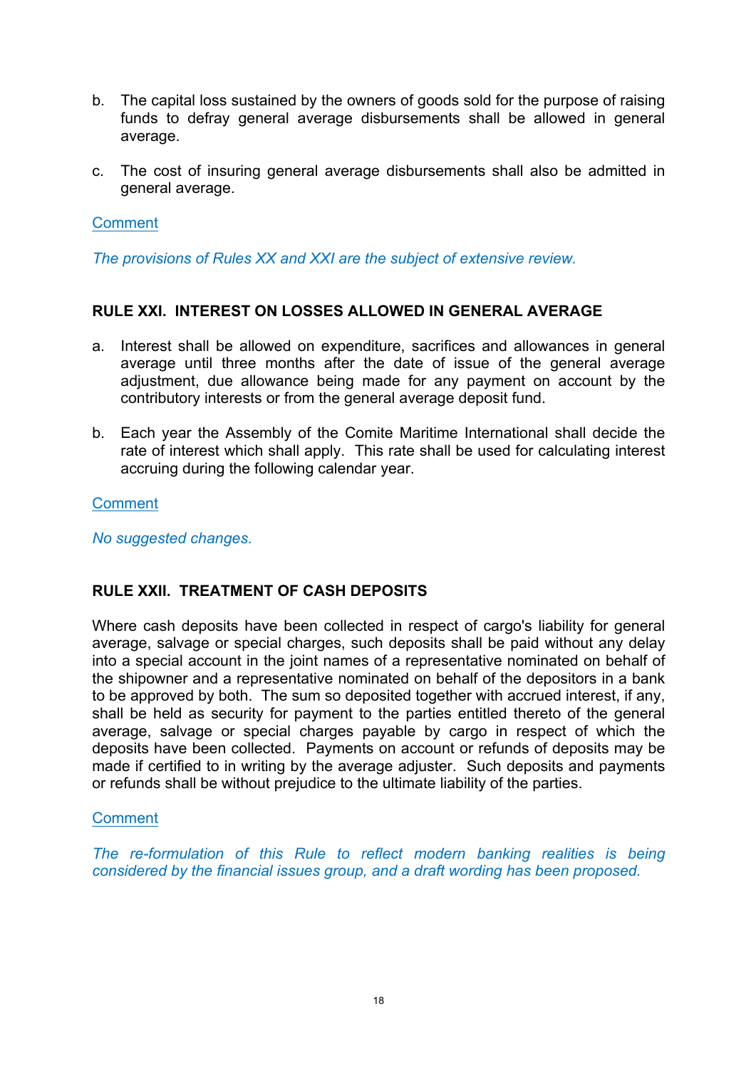b. The capital loss sustained by the owners of goods sold for the purpose of raising funds to defray general average disbursements shall be allowed in general average.

c. The cost of insuring general average disbursements shall also be admitted in general average.

Comment

*The provisions of Rules XX and XXI are the subject of extensive review.*

## RULE XXI. INTEREST ON LOSSES ALLOWED IN GENERAL AVERAGE

a. Interest shall be allowed on expenditure, sacrifices and allowances in general average until three months after the date of issue of the general average adjustment, due allowance being made for any payment on account by the contributory interests or from the general average deposit fund.

b. Each year the Assembly of the Comite Maritime International shall decide the rate of interest which shall apply. This rate shall be used for calculating interest accruing during the following calendar year.

Comment

*No suggested changes.*

## RULE XXII. TREATMENT OF CASH DEPOSITS

Where cash deposits have been collected in respect of cargo's liability for general average, salvage or special charges, such deposits shall be paid without any delay into a special account in the joint names of a representative nominated on behalf of the shipowner and a representative nominated on behalf of the depositors in a bank to be approved by both. The sum so deposited together with accrued interest, if any, shall be held as security for payment to the parties entitled thereto of the general average, salvage or special charges payable by cargo in respect of which the deposits have been collected. Payments on account or refunds of deposits may be made if certified to in writing by the average adjuster. Such deposits and payments or refunds shall be without prejudice to the ultimate liability of the parties.

Comment

*The re-formulation of this Rule to reflect modern banking realities is being considered by the financial issues group, and a draft wording has been proposed.*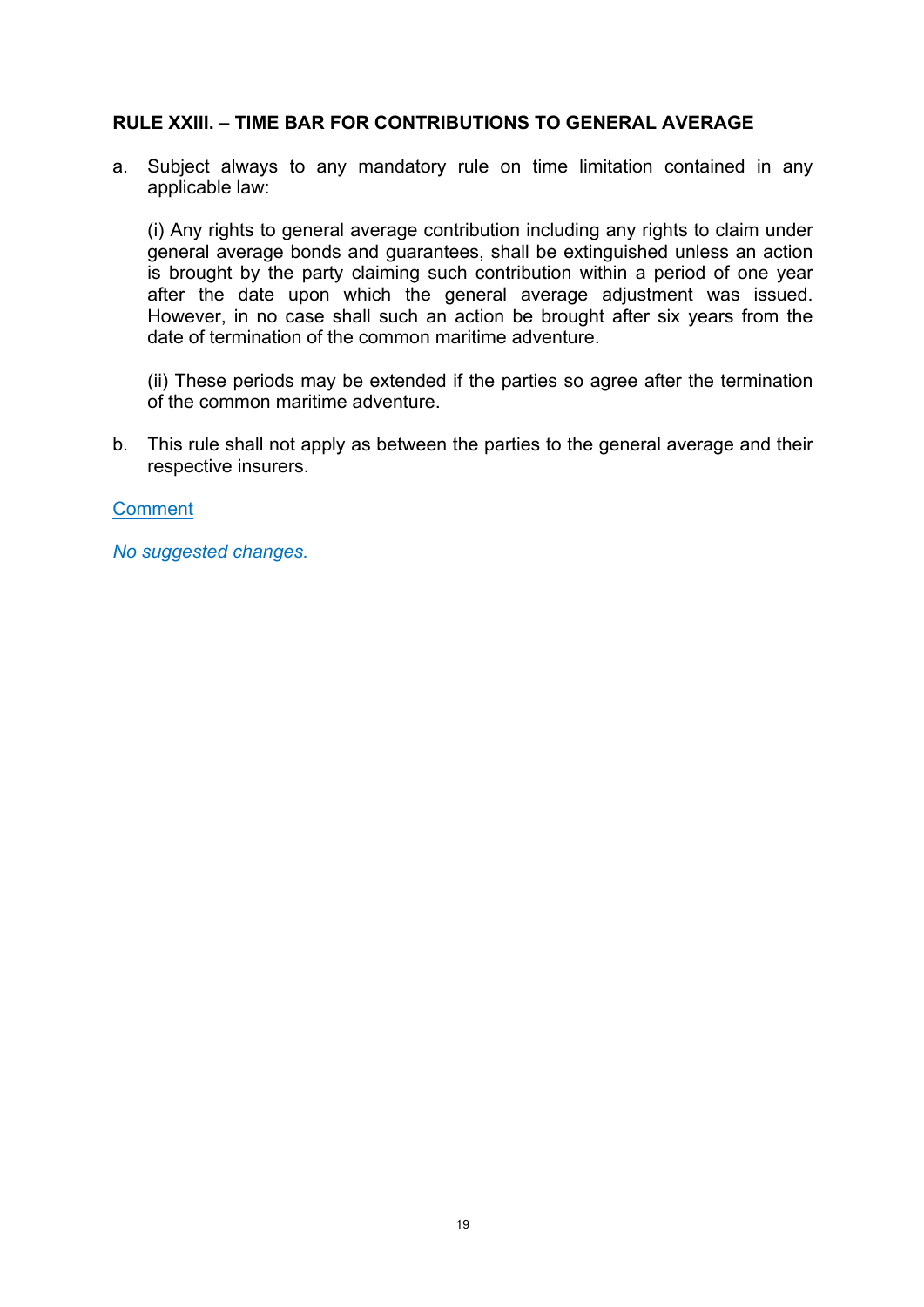**RULE XXIII. – TIME BAR FOR CONTRIBUTIONS TO GENERAL AVERAGE**

a. Subject always to any mandatory rule on time limitation contained in any applicable law:

   (i) Any rights to general average contribution including any rights to claim under general average bonds and guarantees, shall be extinguished unless an action is brought by the party claiming such contribution within a period of one year after the date upon which the general average adjustment was issued. However, in no case shall such an action be brought after six years from the date of termination of the common maritime adventure.

   (ii) These periods may be extended if the parties so agree after the termination of the common maritime adventure.

b. This rule shall not apply as between the parties to the general average and their respective insurers.

Comment

*No suggested changes.*